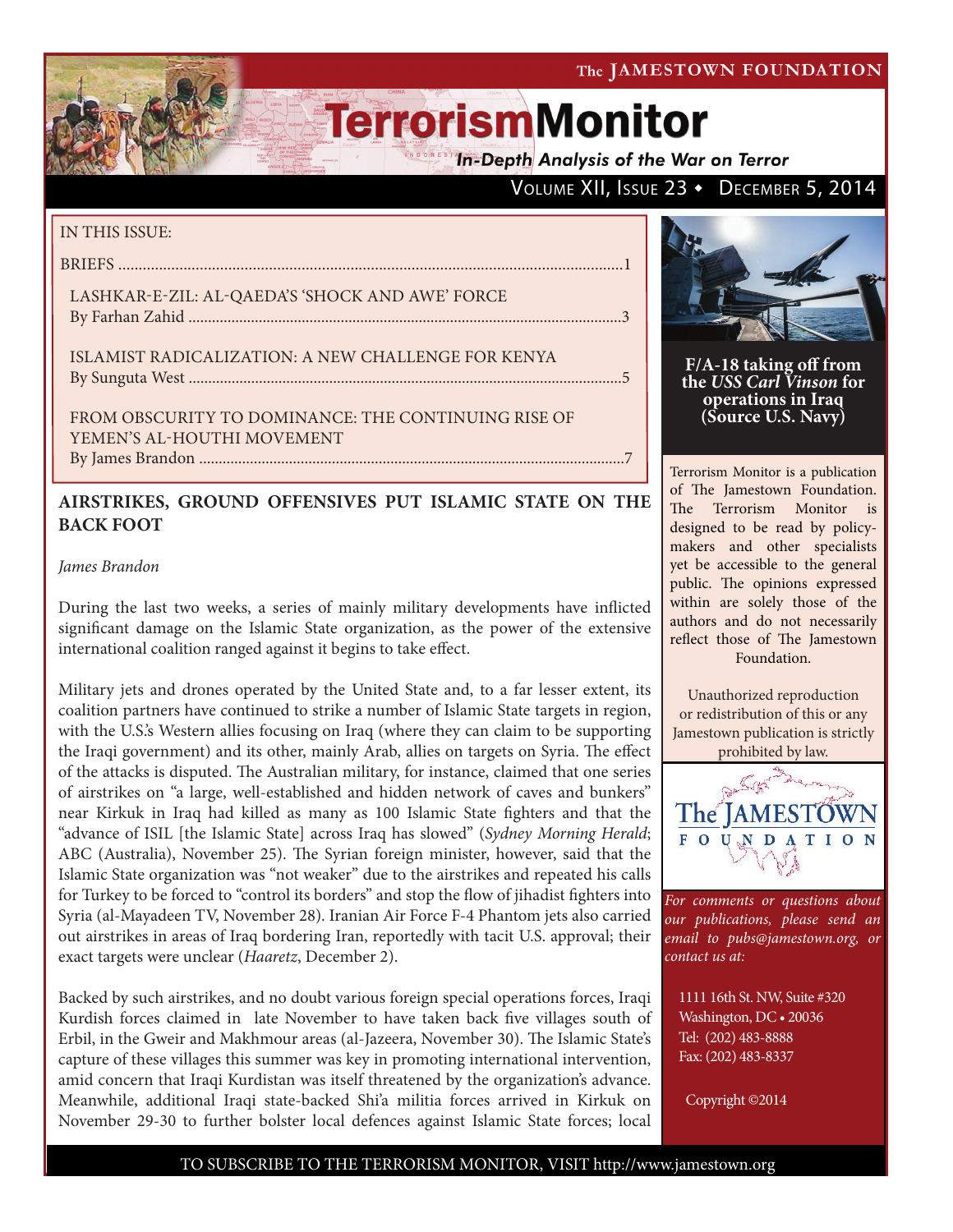# TerrorismMonitor

*In-Depth Analysis of the War on Terror*

Volume XII, Issue 23 ◆ December 5, 2014

IN THIS ISSUE:

BRIEFS ....................................................................................................................1

LASHKAR-E-ZIL: AL-QAEDA'S 'SHOCK AND AWE' FORCE
By Farhan Zahid ....................................................................................................3

ISLAMIST RADICALIZATION: A NEW CHALLENGE FOR KENYA
By Sunguta West ....................................................................................................5

FROM OBSCURITY TO DOMINANCE: THE CONTINUING RISE OF YEMEN'S AL-HOUTHI MOVEMENT
By James Brandon ..................................................................................................7

**F/A-18 taking off from the *USS Carl Vinson* for operations in Iraq (Source U.S. Navy)**

Terrorism Monitor is a publication of The Jamestown Foundation. The Terrorism Monitor is designed to be read by policy-makers and other specialists yet be accessible to the general public. The opinions expressed within are solely those of the authors and do not necessarily reflect those of The Jamestown Foundation.

Unauthorized reproduction or redistribution of this or any Jamestown publication is strictly prohibited by law.

*For comments or questions about our publications, please send an email to pubs@jamestown.org, or contact us at:*

1111 16th St. NW, Suite #320
Washington, DC • 20036
Tel: (202) 483-8888
Fax: (202) 483-8337

Copyright ©2014

## AIRSTRIKES, GROUND OFFENSIVES PUT ISLAMIC STATE ON THE BACK FOOT

*James Brandon*

During the last two weeks, a series of mainly military developments have inflicted significant damage on the Islamic State organization, as the power of the extensive international coalition ranged against it begins to take effect.

Military jets and drones operated by the United State and, to a far lesser extent, its coalition partners have continued to strike a number of Islamic State targets in region, with the U.S.'s Western allies focusing on Iraq (where they can claim to be supporting the Iraqi government) and its other, mainly Arab, allies on targets on Syria. The effect of the attacks is disputed. The Australian military, for instance, claimed that one series of airstrikes on "a large, well-established and hidden network of caves and bunkers" near Kirkuk in Iraq had killed as many as 100 Islamic State fighters and that the "advance of ISIL [the Islamic State] across Iraq has slowed" (*Sydney Morning Herald*; ABC (Australia), November 25). The Syrian foreign minister, however, said that the Islamic State organization was "not weaker" due to the airstrikes and repeated his calls for Turkey to be forced to "control its borders" and stop the flow of jihadist fighters into Syria (al-Mayadeen TV, November 28). Iranian Air Force F-4 Phantom jets also carried out airstrikes in areas of Iraq bordering Iran, reportedly with tacit U.S. approval; their exact targets were unclear (*Haaretz*, December 2).

Backed by such airstrikes, and no doubt various foreign special operations forces, Iraqi Kurdish forces claimed in late November to have taken back five villages south of Erbil, in the Gweir and Makhmour areas (al-Jazeera, November 30). The Islamic State's capture of these villages this summer was key in promoting international intervention, amid concern that Iraqi Kurdistan was itself threatened by the organization's advance. Meanwhile, additional Iraqi state-backed Shi'a militia forces arrived in Kirkuk on November 29-30 to further bolster local defences against Islamic State forces; local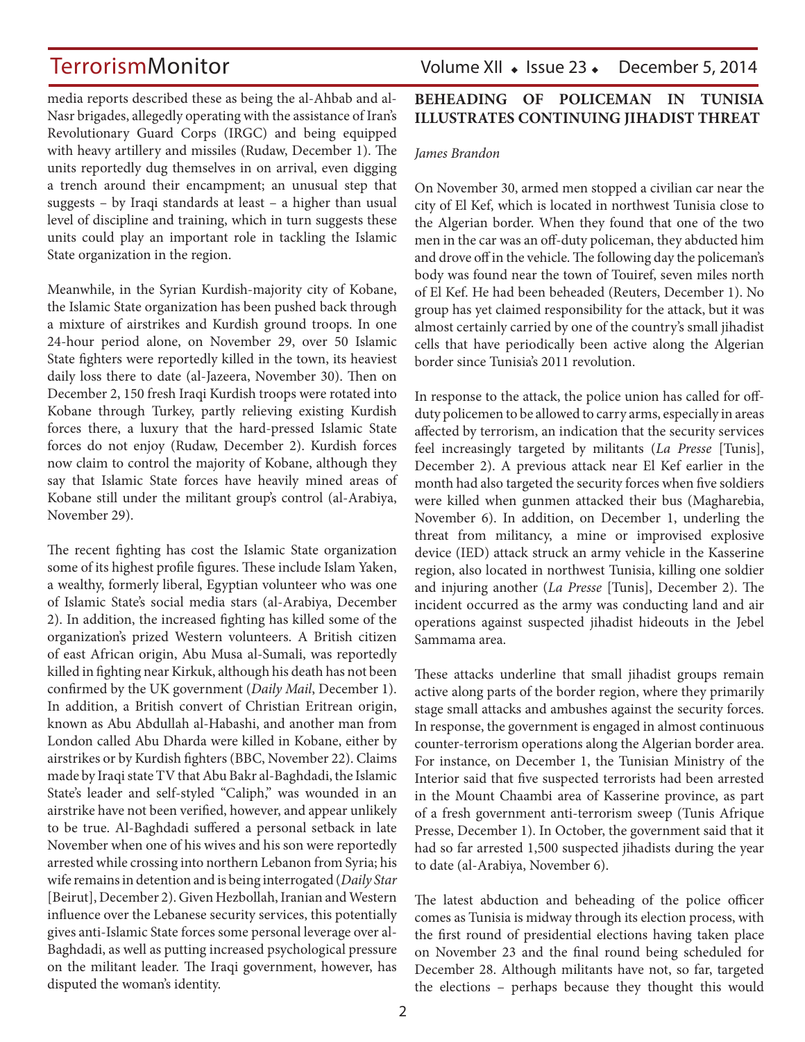media reports described these as being the al-Ahbab and al-Nasr brigades, allegedly operating with the assistance of Iran's Revolutionary Guard Corps (IRGC) and being equipped with heavy artillery and missiles (Rudaw, December 1). The units reportedly dug themselves in on arrival, even digging a trench around their encampment; an unusual step that suggests – by Iraqi standards at least – a higher than usual level of discipline and training, which in turn suggests these units could play an important role in tackling the Islamic State organization in the region.

Meanwhile, in the Syrian Kurdish-majority city of Kobane, the Islamic State organization has been pushed back through a mixture of airstrikes and Kurdish ground troops. In one 24-hour period alone, on November 29, over 50 Islamic State fighters were reportedly killed in the town, its heaviest daily loss there to date (al-Jazeera, November 30). Then on December 2, 150 fresh Iraqi Kurdish troops were rotated into Kobane through Turkey, partly relieving existing Kurdish forces there, a luxury that the hard-pressed Islamic State forces do not enjoy (Rudaw, December 2). Kurdish forces now claim to control the majority of Kobane, although they say that Islamic State forces have heavily mined areas of Kobane still under the militant group's control (al-Arabiya, November 29).

The recent fighting has cost the Islamic State organization some of its highest profile figures. These include Islam Yaken, a wealthy, formerly liberal, Egyptian volunteer who was one of Islamic State's social media stars (al-Arabiya, December 2). In addition, the increased fighting has killed some of the organization's prized Western volunteers. A British citizen of east African origin, Abu Musa al-Sumali, was reportedly killed in fighting near Kirkuk, although his death has not been confirmed by the UK government (*Daily Mail*, December 1). In addition, a British convert of Christian Eritrean origin, known as Abu Abdullah al-Habashi, and another man from London called Abu Dharda were killed in Kobane, either by airstrikes or by Kurdish fighters (BBC, November 22). Claims made by Iraqi state TV that Abu Bakr al-Baghdadi, the Islamic State's leader and self-styled "Caliph," was wounded in an airstrike have not been verified, however, and appear unlikely to be true. Al-Baghdadi suffered a personal setback in late November when one of his wives and his son were reportedly arrested while crossing into northern Lebanon from Syria; his wife remains in detention and is being interrogated (*Daily Star* [Beirut], December 2). Given Hezbollah, Iranian and Western influence over the Lebanese security services, this potentially gives anti-Islamic State forces some personal leverage over al-Baghdadi, as well as putting increased psychological pressure on the militant leader. The Iraqi government, however, has disputed the woman's identity.

## BEHEADING OF POLICEMAN IN TUNISIA ILLUSTRATES CONTINUING JIHADIST THREAT

*James Brandon*

On November 30, armed men stopped a civilian car near the city of El Kef, which is located in northwest Tunisia close to the Algerian border. When they found that one of the two men in the car was an off-duty policeman, they abducted him and drove off in the vehicle. The following day the policeman's body was found near the town of Touiref, seven miles north of El Kef. He had been beheaded (Reuters, December 1). No group has yet claimed responsibility for the attack, but it was almost certainly carried by one of the country's small jihadist cells that have periodically been active along the Algerian border since Tunisia's 2011 revolution.

In response to the attack, the police union has called for off-duty policemen to be allowed to carry arms, especially in areas affected by terrorism, an indication that the security services feel increasingly targeted by militants (*La Presse* [Tunis], December 2). A previous attack near El Kef earlier in the month had also targeted the security forces when five soldiers were killed when gunmen attacked their bus (Magharebia, November 6). In addition, on December 1, underling the threat from militancy, a mine or improvised explosive device (IED) attack struck an army vehicle in the Kasserine region, also located in northwest Tunisia, killing one soldier and injuring another (*La Presse* [Tunis], December 2). The incident occurred as the army was conducting land and air operations against suspected jihadist hideouts in the Jebel Sammama area.

These attacks underline that small jihadist groups remain active along parts of the border region, where they primarily stage small attacks and ambushes against the security forces. In response, the government is engaged in almost continuous counter-terrorism operations along the Algerian border area. For instance, on December 1, the Tunisian Ministry of the Interior said that five suspected terrorists had been arrested in the Mount Chaambi area of Kasserine province, as part of a fresh government anti-terrorism sweep (Tunis Afrique Presse, December 1). In October, the government said that it had so far arrested 1,500 suspected jihadists during the year to date (al-Arabiya, November 6).

The latest abduction and beheading of the police officer comes as Tunisia is midway through its election process, with the first round of presidential elections having taken place on November 23 and the final round being scheduled for December 28. Although militants have not, so far, targeted the elections – perhaps because they thought this would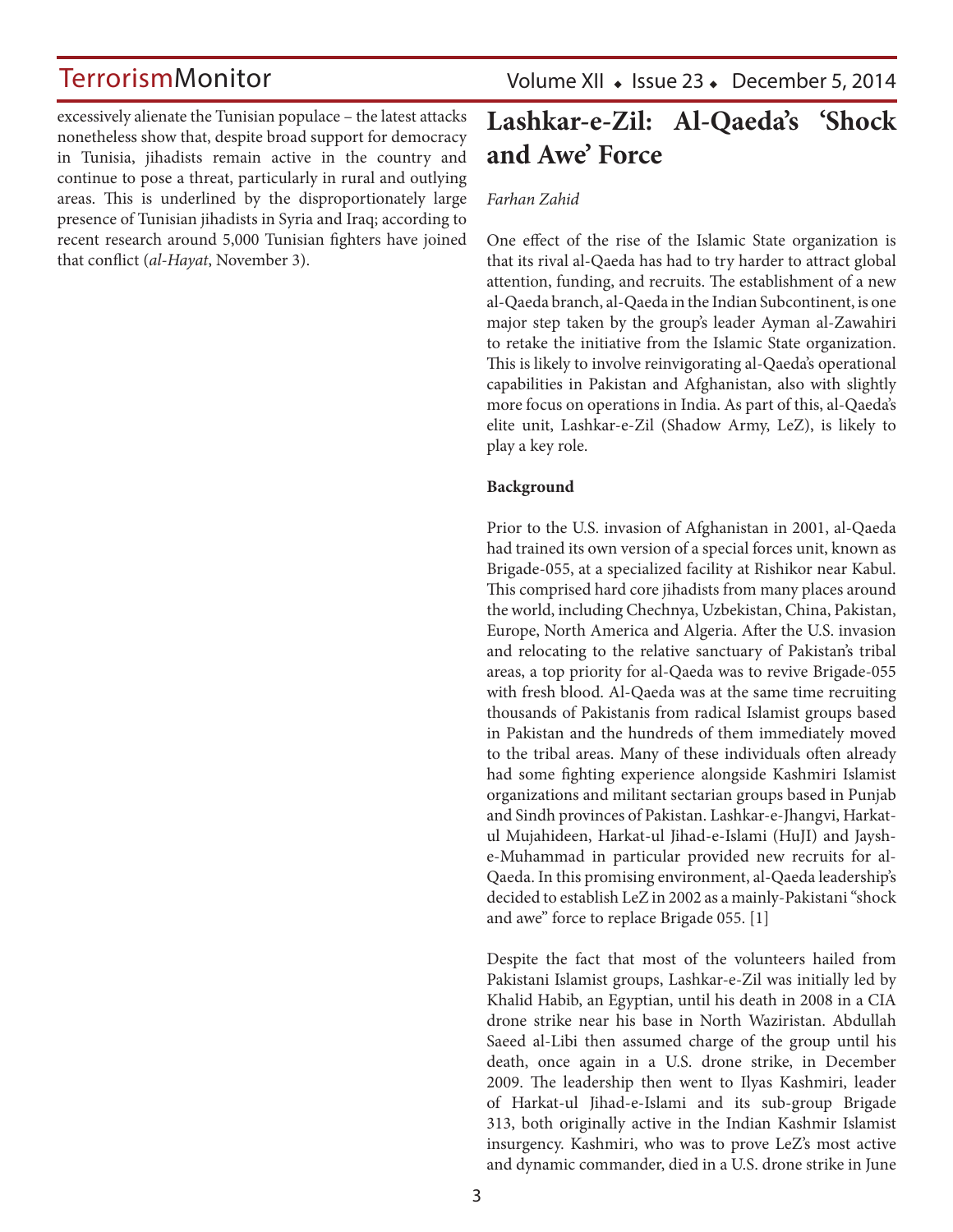excessively alienate the Tunisian populace – the latest attacks nonetheless show that, despite broad support for democracy in Tunisia, jihadists remain active in the country and continue to pose a threat, particularly in rural and outlying areas. This is underlined by the disproportionately large presence of Tunisian jihadists in Syria and Iraq; according to recent research around 5,000 Tunisian fighters have joined that conflict (*al-Hayat*, November 3).

# Lashkar-e-Zil: Al-Qaeda's 'Shock and Awe' Force

*Farhan Zahid*

One effect of the rise of the Islamic State organization is that its rival al-Qaeda has had to try harder to attract global attention, funding, and recruits. The establishment of a new al-Qaeda branch, al-Qaeda in the Indian Subcontinent, is one major step taken by the group's leader Ayman al-Zawahiri to retake the initiative from the Islamic State organization. This is likely to involve reinvigorating al-Qaeda's operational capabilities in Pakistan and Afghanistan, also with slightly more focus on operations in India. As part of this, al-Qaeda's elite unit, Lashkar-e-Zil (Shadow Army, LeZ), is likely to play a key role.

**Background**

Prior to the U.S. invasion of Afghanistan in 2001, al-Qaeda had trained its own version of a special forces unit, known as Brigade-055, at a specialized facility at Rishikor near Kabul. This comprised hard core jihadists from many places around the world, including Chechnya, Uzbekistan, China, Pakistan, Europe, North America and Algeria. After the U.S. invasion and relocating to the relative sanctuary of Pakistan's tribal areas, a top priority for al-Qaeda was to revive Brigade-055 with fresh blood. Al-Qaeda was at the same time recruiting thousands of Pakistanis from radical Islamist groups based in Pakistan and the hundreds of them immediately moved to the tribal areas. Many of these individuals often already had some fighting experience alongside Kashmiri Islamist organizations and militant sectarian groups based in Punjab and Sindh provinces of Pakistan. Lashkar-e-Jhangvi, Harkat-ul Mujahideen, Harkat-ul Jihad-e-Islami (HuJI) and Jaysh-e-Muhammad in particular provided new recruits for al-Qaeda. In this promising environment, al-Qaeda leadership's decided to establish LeZ in 2002 as a mainly-Pakistani "shock and awe" force to replace Brigade 055. [1]

Despite the fact that most of the volunteers hailed from Pakistani Islamist groups, Lashkar-e-Zil was initially led by Khalid Habib, an Egyptian, until his death in 2008 in a CIA drone strike near his base in North Waziristan. Abdullah Saeed al-Libi then assumed charge of the group until his death, once again in a U.S. drone strike, in December 2009. The leadership then went to Ilyas Kashmiri, leader of Harkat-ul Jihad-e-Islami and its sub-group Brigade 313, both originally active in the Indian Kashmir Islamist insurgency. Kashmiri, who was to prove LeZ's most active and dynamic commander, died in a U.S. drone strike in June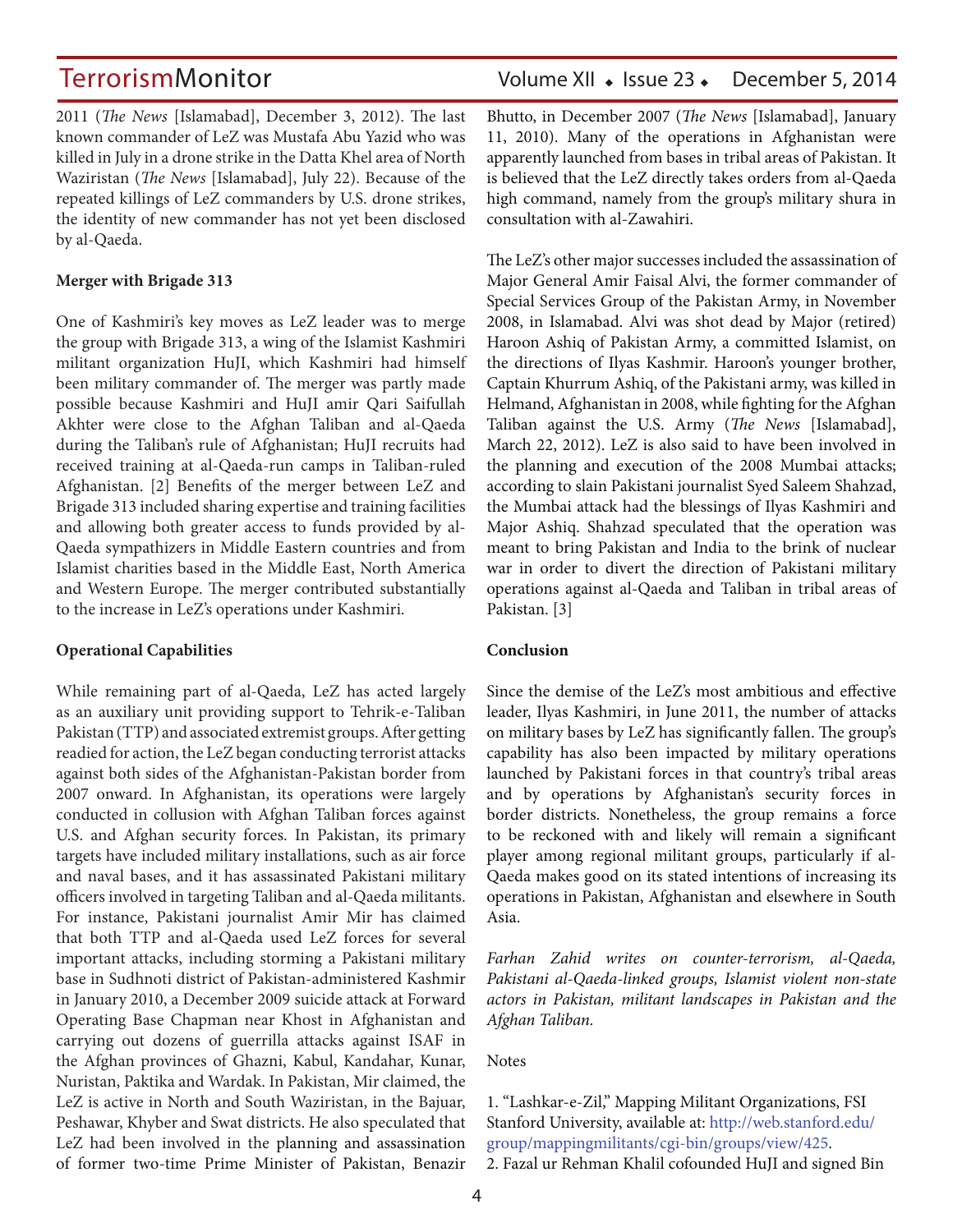2011 (*The News* [Islamabad], December 3, 2012). The last known commander of LeZ was Mustafa Abu Yazid who was killed in July in a drone strike in the Datta Khel area of North Waziristan (*The News* [Islamabad], July 22). Because of the repeated killings of LeZ commanders by U.S. drone strikes, the identity of new commander has not yet been disclosed by al-Qaeda.

**Merger with Brigade 313**

One of Kashmiri's key moves as LeZ leader was to merge the group with Brigade 313, a wing of the Islamist Kashmiri militant organization HuJI, which Kashmiri had himself been military commander of. The merger was partly made possible because Kashmiri and HuJI amir Qari Saifullah Akhter were close to the Afghan Taliban and al-Qaeda during the Taliban's rule of Afghanistan; HuJI recruits had received training at al-Qaeda-run camps in Taliban-ruled Afghanistan. [2] Benefits of the merger between LeZ and Brigade 313 included sharing expertise and training facilities and allowing both greater access to funds provided by al-Qaeda sympathizers in Middle Eastern countries and from Islamist charities based in the Middle East, North America and Western Europe. The merger contributed substantially to the increase in LeZ's operations under Kashmiri.

**Operational Capabilities**

While remaining part of al-Qaeda, LeZ has acted largely as an auxiliary unit providing support to Tehrik-e-Taliban Pakistan (TTP) and associated extremist groups. After getting readied for action, the LeZ began conducting terrorist attacks against both sides of the Afghanistan-Pakistan border from 2007 onward. In Afghanistan, its operations were largely conducted in collusion with Afghan Taliban forces against U.S. and Afghan security forces. In Pakistan, its primary targets have included military installations, such as air force and naval bases, and it has assassinated Pakistani military officers involved in targeting Taliban and al-Qaeda militants. For instance, Pakistani journalist Amir Mir has claimed that both TTP and al-Qaeda used LeZ forces for several important attacks, including storming a Pakistani military base in Sudhnoti district of Pakistan-administered Kashmir in January 2010, a December 2009 suicide attack at Forward Operating Base Chapman near Khost in Afghanistan and carrying out dozens of guerrilla attacks against ISAF in the Afghan provinces of Ghazni, Kabul, Kandahar, Kunar, Nuristan, Paktika and Wardak. In Pakistan, Mir claimed, the LeZ is active in North and South Waziristan, in the Bajuar, Peshawar, Khyber and Swat districts. He also speculated that LeZ had been involved in the planning and assassination of former two-time Prime Minister of Pakistan, Benazir Bhutto, in December 2007 (*The News* [Islamabad], January 11, 2010). Many of the operations in Afghanistan were apparently launched from bases in tribal areas of Pakistan. It is believed that the LeZ directly takes orders from al-Qaeda high command, namely from the group's military shura in consultation with al-Zawahiri.

The LeZ's other major successes included the assassination of Major General Amir Faisal Alvi, the former commander of Special Services Group of the Pakistan Army, in November 2008, in Islamabad. Alvi was shot dead by Major (retired) Haroon Ashiq of Pakistan Army, a committed Islamist, on the directions of Ilyas Kashmir. Haroon's younger brother, Captain Khurrum Ashiq, of the Pakistani army, was killed in Helmand, Afghanistan in 2008, while fighting for the Afghan Taliban against the U.S. Army (*The News* [Islamabad], March 22, 2012). LeZ is also said to have been involved in the planning and execution of the 2008 Mumbai attacks; according to slain Pakistani journalist Syed Saleem Shahzad, the Mumbai attack had the blessings of Ilyas Kashmiri and Major Ashiq. Shahzad speculated that the operation was meant to bring Pakistan and India to the brink of nuclear war in order to divert the direction of Pakistani military operations against al-Qaeda and Taliban in tribal areas of Pakistan. [3]

**Conclusion**

Since the demise of the LeZ's most ambitious and effective leader, Ilyas Kashmiri, in June 2011, the number of attacks on military bases by LeZ has significantly fallen. The group's capability has also been impacted by military operations launched by Pakistani forces in that country's tribal areas and by operations by Afghanistan's security forces in border districts. Nonetheless, the group remains a force to be reckoned with and likely will remain a significant player among regional militant groups, particularly if al-Qaeda makes good on its stated intentions of increasing its operations in Pakistan, Afghanistan and elsewhere in South Asia.

*Farhan Zahid writes on counter-terrorism, al-Qaeda, Pakistani al-Qaeda-linked groups, Islamist violent non-state actors in Pakistan, militant landscapes in Pakistan and the Afghan Taliban.*

Notes

1. "Lashkar-e-Zil," Mapping Militant Organizations, FSI Stanford University, available at: http://web.stanford.edu/group/mappingmilitants/cgi-bin/groups/view/425.
2. Fazal ur Rehman Khalil cofounded HuJI and signed Bin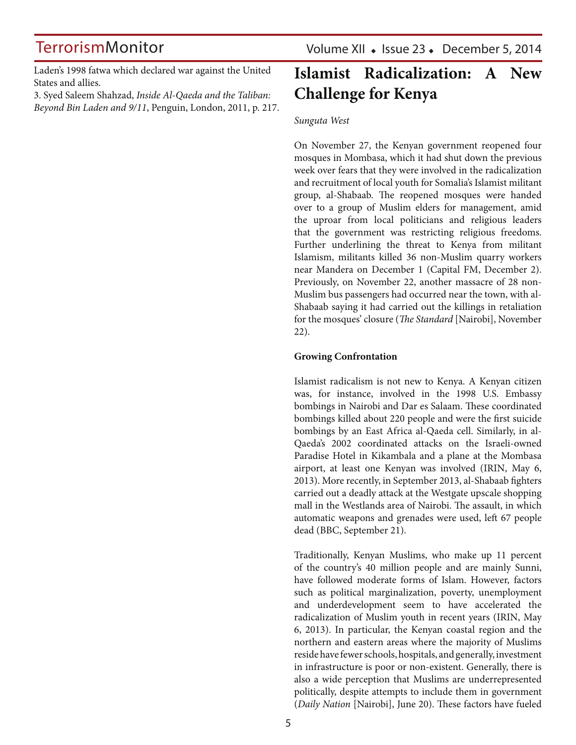Laden's 1998 fatwa which declared war against the United States and allies.

3. Syed Saleem Shahzad, *Inside Al-Qaeda and the Taliban: Beyond Bin Laden and 9/11*, Penguin, London, 2011, p. 217.

# Islamist Radicalization: A New Challenge for Kenya

*Sunguta West*

On November 27, the Kenyan government reopened four mosques in Mombasa, which it had shut down the previous week over fears that they were involved in the radicalization and recruitment of local youth for Somalia's Islamist militant group, al-Shabaab. The reopened mosques were handed over to a group of Muslim elders for management, amid the uproar from local politicians and religious leaders that the government was restricting religious freedoms. Further underlining the threat to Kenya from militant Islamism, militants killed 36 non-Muslim quarry workers near Mandera on December 1 (Capital FM, December 2). Previously, on November 22, another massacre of 28 non-Muslim bus passengers had occurred near the town, with al-Shabaab saying it had carried out the killings in retaliation for the mosques' closure (*The Standard* [Nairobi], November 22).

**Growing Confrontation**

Islamist radicalism is not new to Kenya. A Kenyan citizen was, for instance, involved in the 1998 U.S. Embassy bombings in Nairobi and Dar es Salaam. These coordinated bombings killed about 220 people and were the first suicide bombings by an East Africa al-Qaeda cell. Similarly, in al-Qaeda's 2002 coordinated attacks on the Israeli-owned Paradise Hotel in Kikambala and a plane at the Mombasa airport, at least one Kenyan was involved (IRIN, May 6, 2013). More recently, in September 2013, al-Shabaab fighters carried out a deadly attack at the Westgate upscale shopping mall in the Westlands area of Nairobi. The assault, in which automatic weapons and grenades were used, left 67 people dead (BBC, September 21).

Traditionally, Kenyan Muslims, who make up 11 percent of the country's 40 million people and are mainly Sunni, have followed moderate forms of Islam. However, factors such as political marginalization, poverty, unemployment and underdevelopment seem to have accelerated the radicalization of Muslim youth in recent years (IRIN, May 6, 2013). In particular, the Kenyan coastal region and the northern and eastern areas where the majority of Muslims reside have fewer schools, hospitals, and generally, investment in infrastructure is poor or non-existent. Generally, there is also a wide perception that Muslims are underrepresented politically, despite attempts to include them in government (*Daily Nation* [Nairobi], June 20). These factors have fueled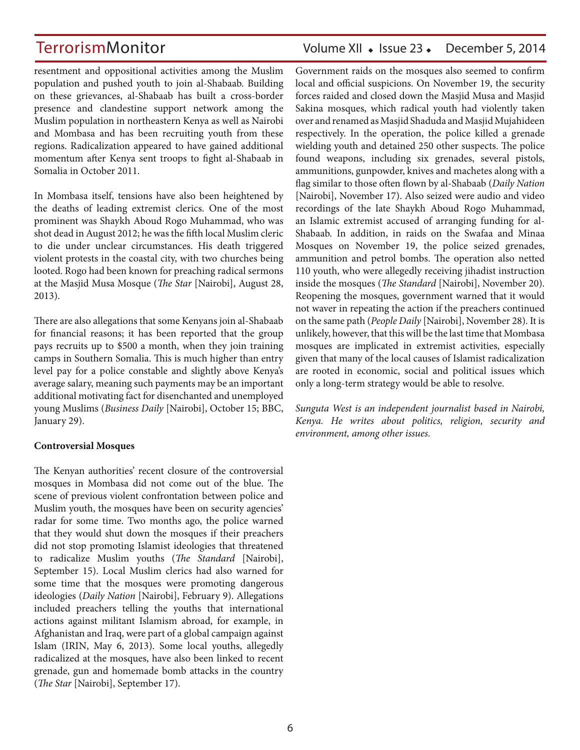resentment and oppositional activities among the Muslim population and pushed youth to join al-Shabaab. Building on these grievances, al-Shabaab has built a cross-border presence and clandestine support network among the Muslim population in northeastern Kenya as well as Nairobi and Mombasa and has been recruiting youth from these regions. Radicalization appeared to have gained additional momentum after Kenya sent troops to fight al-Shabaab in Somalia in October 2011.

In Mombasa itself, tensions have also been heightened by the deaths of leading extremist clerics. One of the most prominent was Shaykh Aboud Rogo Muhammad, who was shot dead in August 2012; he was the fifth local Muslim cleric to die under unclear circumstances. His death triggered violent protests in the coastal city, with two churches being looted. Rogo had been known for preaching radical sermons at the Masjid Musa Mosque (*The Star* [Nairobi], August 28, 2013).

There are also allegations that some Kenyans join al-Shabaab for financial reasons; it has been reported that the group pays recruits up to $500 a month, when they join training camps in Southern Somalia. This is much higher than entry level pay for a police constable and slightly above Kenya's average salary, meaning such payments may be an important additional motivating fact for disenchanted and unemployed young Muslims (*Business Daily* [Nairobi], October 15; BBC, January 29).

**Controversial Mosques**

The Kenyan authorities' recent closure of the controversial mosques in Mombasa did not come out of the blue. The scene of previous violent confrontation between police and Muslim youth, the mosques have been on security agencies' radar for some time. Two months ago, the police warned that they would shut down the mosques if their preachers did not stop promoting Islamist ideologies that threatened to radicalize Muslim youths (*The Standard* [Nairobi], September 15). Local Muslim clerics had also warned for some time that the mosques were promoting dangerous ideologies (*Daily Nation* [Nairobi], February 9). Allegations included preachers telling the youths that international actions against militant Islamism abroad, for example, in Afghanistan and Iraq, were part of a global campaign against Islam (IRIN, May 6, 2013). Some local youths, allegedly radicalized at the mosques, have also been linked to recent grenade, gun and homemade bomb attacks in the country (*The Star* [Nairobi], September 17).

Government raids on the mosques also seemed to confirm local and official suspicions. On November 19, the security forces raided and closed down the Masjid Musa and Masjid Sakina mosques, which radical youth had violently taken over and renamed as Masjid Shaduda and Masjid Mujahideen respectively. In the operation, the police killed a grenade wielding youth and detained 250 other suspects. The police found weapons, including six grenades, several pistols, ammunitions, gunpowder, knives and machetes along with a flag similar to those often flown by al-Shabaab (*Daily Nation* [Nairobi], November 17). Also seized were audio and video recordings of the late Shaykh Aboud Rogo Muhammad, an Islamic extremist accused of arranging funding for al-Shabaab. In addition, in raids on the Swafaa and Minaa Mosques on November 19, the police seized grenades, ammunition and petrol bombs. The operation also netted 110 youth, who were allegedly receiving jihadist instruction inside the mosques (*The Standard* [Nairobi], November 20). Reopening the mosques, government warned that it would not waver in repeating the action if the preachers continued on the same path (*People Daily* [Nairobi], November 28). It is unlikely, however, that this will be the last time that Mombasa mosques are implicated in extremist activities, especially given that many of the local causes of Islamist radicalization are rooted in economic, social and political issues which only a long-term strategy would be able to resolve.

*Sunguta West is an independent journalist based in Nairobi, Kenya. He writes about politics, religion, security and environment, among other issues.*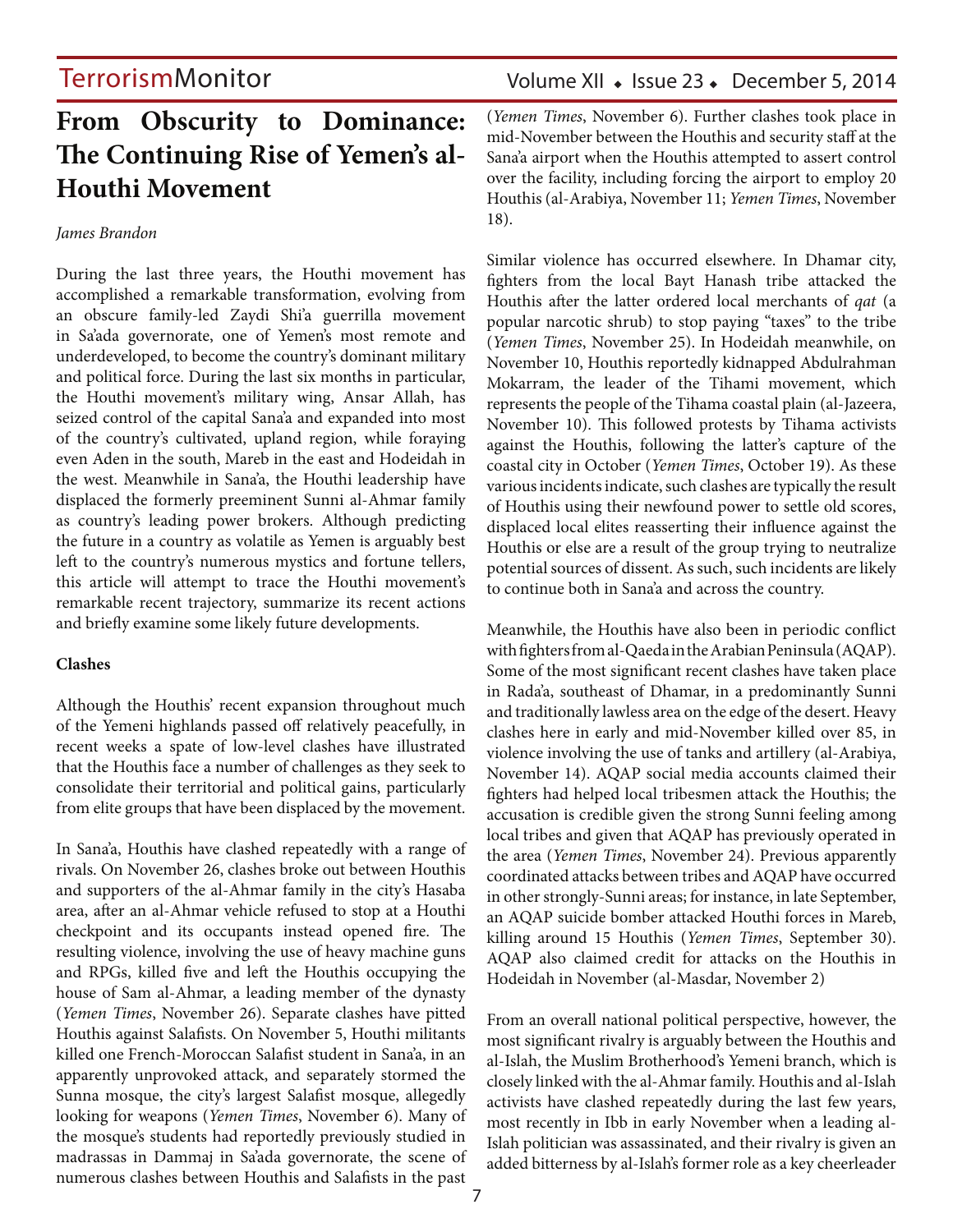# From Obscurity to Dominance: The Continuing Rise of Yemen's al-Houthi Movement

*James Brandon*

During the last three years, the Houthi movement has accomplished a remarkable transformation, evolving from an obscure family-led Zaydi Shi'a guerrilla movement in Sa'ada governorate, one of Yemen's most remote and underdeveloped, to become the country's dominant military and political force. During the last six months in particular, the Houthi movement's military wing, Ansar Allah, has seized control of the capital Sana'a and expanded into most of the country's cultivated, upland region, while foraying even Aden in the south, Mareb in the east and Hodeidah in the west. Meanwhile in Sana'a, the Houthi leadership have displaced the formerly preeminent Sunni al-Ahmar family as country's leading power brokers. Although predicting the future in a country as volatile as Yemen is arguably best left to the country's numerous mystics and fortune tellers, this article will attempt to trace the Houthi movement's remarkable recent trajectory, summarize its recent actions and briefly examine some likely future developments.

**Clashes**

Although the Houthis' recent expansion throughout much of the Yemeni highlands passed off relatively peacefully, in recent weeks a spate of low-level clashes have illustrated that the Houthis face a number of challenges as they seek to consolidate their territorial and political gains, particularly from elite groups that have been displaced by the movement.

In Sana'a, Houthis have clashed repeatedly with a range of rivals. On November 26, clashes broke out between Houthis and supporters of the al-Ahmar family in the city's Hasaba area, after an al-Ahmar vehicle refused to stop at a Houthi checkpoint and its occupants instead opened fire. The resulting violence, involving the use of heavy machine guns and RPGs, killed five and left the Houthis occupying the house of Sam al-Ahmar, a leading member of the dynasty (*Yemen Times*, November 26). Separate clashes have pitted Houthis against Salafists. On November 5, Houthi militants killed one French-Moroccan Salafist student in Sana'a, in an apparently unprovoked attack, and separately stormed the Sunna mosque, the city's largest Salafist mosque, allegedly looking for weapons (*Yemen Times*, November 6). Many of the mosque's students had reportedly previously studied in madrassas in Dammaj in Sa'ada governorate, the scene of numerous clashes between Houthis and Salafists in the past (*Yemen Times*, November 6). Further clashes took place in mid-November between the Houthis and security staff at the Sana'a airport when the Houthis attempted to assert control over the facility, including forcing the airport to employ 20 Houthis (al-Arabiya, November 11; *Yemen Times*, November 18).

Similar violence has occurred elsewhere. In Dhamar city, fighters from the local Bayt Hanash tribe attacked the Houthis after the latter ordered local merchants of *qat* (a popular narcotic shrub) to stop paying "taxes" to the tribe (*Yemen Times*, November 25). In Hodeidah meanwhile, on November 10, Houthis reportedly kidnapped Abdulrahman Mokarram, the leader of the Tihami movement, which represents the people of the Tihama coastal plain (al-Jazeera, November 10). This followed protests by Tihama activists against the Houthis, following the latter's capture of the coastal city in October (*Yemen Times*, October 19). As these various incidents indicate, such clashes are typically the result of Houthis using their newfound power to settle old scores, displaced local elites reasserting their influence against the Houthis or else are a result of the group trying to neutralize potential sources of dissent. As such, such incidents are likely to continue both in Sana'a and across the country.

Meanwhile, the Houthis have also been in periodic conflict with fighters from al-Qaeda in the Arabian Peninsula (AQAP). Some of the most significant recent clashes have taken place in Rada'a, southeast of Dhamar, in a predominantly Sunni and traditionally lawless area on the edge of the desert. Heavy clashes here in early and mid-November killed over 85, in violence involving the use of tanks and artillery (al-Arabiya, November 14). AQAP social media accounts claimed their fighters had helped local tribesmen attack the Houthis; the accusation is credible given the strong Sunni feeling among local tribes and given that AQAP has previously operated in the area (*Yemen Times*, November 24). Previous apparently coordinated attacks between tribes and AQAP have occurred in other strongly-Sunni areas; for instance, in late September, an AQAP suicide bomber attacked Houthi forces in Mareb, killing around 15 Houthis (*Yemen Times*, September 30). AQAP also claimed credit for attacks on the Houthis in Hodeidah in November (al-Masdar, November 2)

From an overall national political perspective, however, the most significant rivalry is arguably between the Houthis and al-Islah, the Muslim Brotherhood's Yemeni branch, which is closely linked with the al-Ahmar family. Houthis and al-Islah activists have clashed repeatedly during the last few years, most recently in Ibb in early November when a leading al-Islah politician was assassinated, and their rivalry is given an added bitterness by al-Islah's former role as a key cheerleader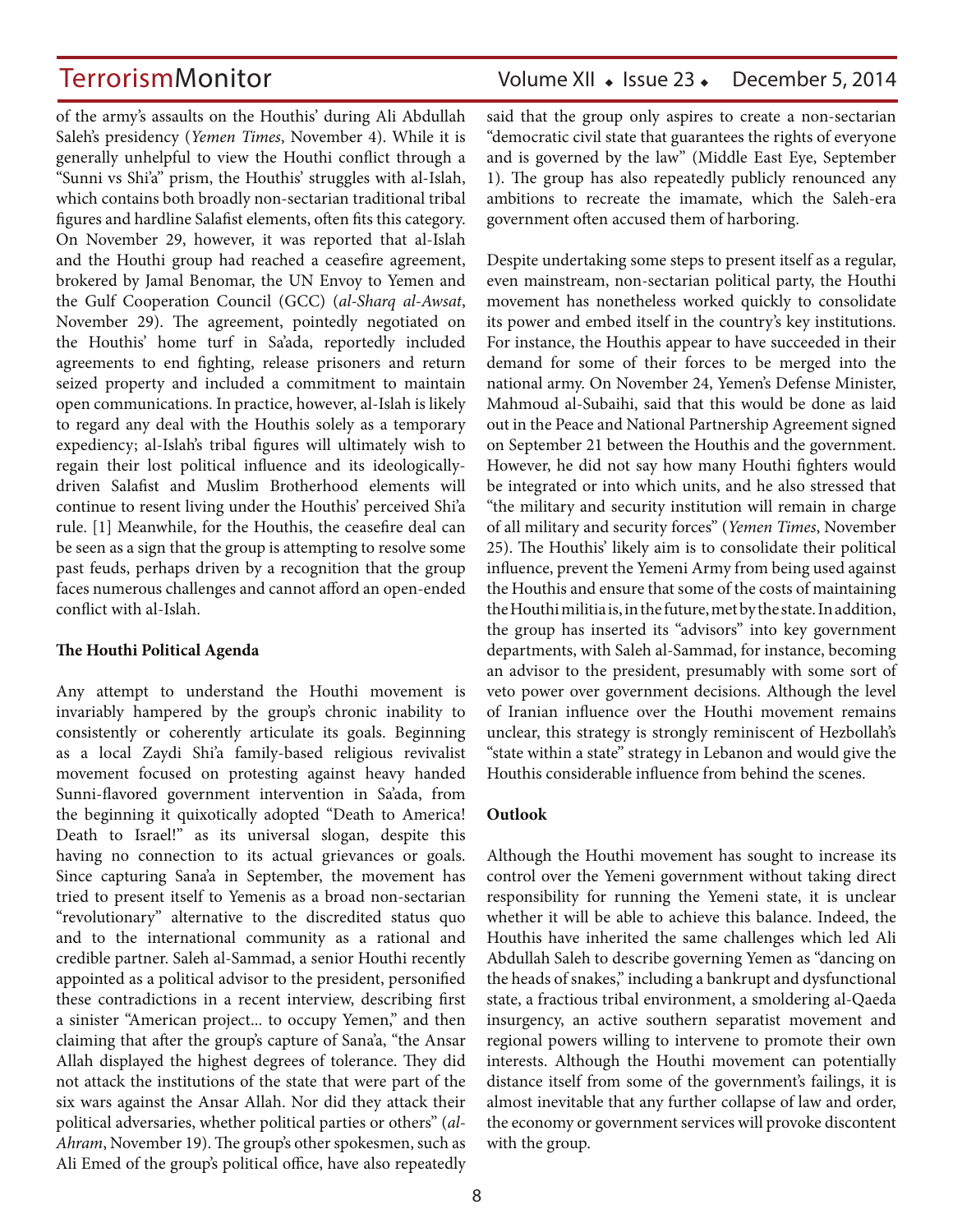of the army's assaults on the Houthis' during Ali Abdullah Saleh's presidency (*Yemen Times*, November 4). While it is generally unhelpful to view the Houthi conflict through a "Sunni vs Shi'a" prism, the Houthis' struggles with al-Islah, which contains both broadly non-sectarian traditional tribal figures and hardline Salafist elements, often fits this category. On November 29, however, it was reported that al-Islah and the Houthi group had reached a ceasefire agreement, brokered by Jamal Benomar, the UN Envoy to Yemen and the Gulf Cooperation Council (GCC) (*al-Sharq al-Awsat*, November 29). The agreement, pointedly negotiated on the Houthis' home turf in Sa'ada, reportedly included agreements to end fighting, release prisoners and return seized property and included a commitment to maintain open communications. In practice, however, al-Islah is likely to regard any deal with the Houthis solely as a temporary expediency; al-Islah's tribal figures will ultimately wish to regain their lost political influence and its ideologically-driven Salafist and Muslim Brotherhood elements will continue to resent living under the Houthis' perceived Shi'a rule. [1] Meanwhile, for the Houthis, the ceasefire deal can be seen as a sign that the group is attempting to resolve some past feuds, perhaps driven by a recognition that the group faces numerous challenges and cannot afford an open-ended conflict with al-Islah.

**The Houthi Political Agenda**

Any attempt to understand the Houthi movement is invariably hampered by the group's chronic inability to consistently or coherently articulate its goals. Beginning as a local Zaydi Shi'a family-based religious revivalist movement focused on protesting against heavy handed Sunni-flavored government intervention in Sa'ada, from the beginning it quixotically adopted "Death to America! Death to Israel!" as its universal slogan, despite this having no connection to its actual grievances or goals. Since capturing Sana'a in September, the movement has tried to present itself to Yemenis as a broad non-sectarian "revolutionary" alternative to the discredited status quo and to the international community as a rational and credible partner. Saleh al-Sammad, a senior Houthi recently appointed as a political advisor to the president, personified these contradictions in a recent interview, describing first a sinister "American project... to occupy Yemen," and then claiming that after the group's capture of Sana'a, "the Ansar Allah displayed the highest degrees of tolerance. They did not attack the institutions of the state that were part of the six wars against the Ansar Allah. Nor did they attack their political adversaries, whether political parties or others" (*al-Ahram*, November 19). The group's other spokesmen, such as Ali Emed of the group's political office, have also repeatedly said that the group only aspires to create a non-sectarian "democratic civil state that guarantees the rights of everyone and is governed by the law" (Middle East Eye, September 1). The group has also repeatedly publicly renounced any ambitions to recreate the imamate, which the Saleh-era government often accused them of harboring.

Despite undertaking some steps to present itself as a regular, even mainstream, non-sectarian political party, the Houthi movement has nonetheless worked quickly to consolidate its power and embed itself in the country's key institutions. For instance, the Houthis appear to have succeeded in their demand for some of their forces to be merged into the national army. On November 24, Yemen's Defense Minister, Mahmoud al-Subaihi, said that this would be done as laid out in the Peace and National Partnership Agreement signed on September 21 between the Houthis and the government. However, he did not say how many Houthi fighters would be integrated or into which units, and he also stressed that "the military and security institution will remain in charge of all military and security forces" (*Yemen Times*, November 25). The Houthis' likely aim is to consolidate their political influence, prevent the Yemeni Army from being used against the Houthis and ensure that some of the costs of maintaining the Houthi militia is, in the future, met by the state. In addition, the group has inserted its "advisors" into key government departments, with Saleh al-Sammad, for instance, becoming an advisor to the president, presumably with some sort of veto power over government decisions. Although the level of Iranian influence over the Houthi movement remains unclear, this strategy is strongly reminiscent of Hezbollah's "state within a state" strategy in Lebanon and would give the Houthis considerable influence from behind the scenes.

**Outlook**

Although the Houthi movement has sought to increase its control over the Yemeni government without taking direct responsibility for running the Yemeni state, it is unclear whether it will be able to achieve this balance. Indeed, the Houthis have inherited the same challenges which led Ali Abdullah Saleh to describe governing Yemen as "dancing on the heads of snakes," including a bankrupt and dysfunctional state, a fractious tribal environment, a smoldering al-Qaeda insurgency, an active southern separatist movement and regional powers willing to intervene to promote their own interests. Although the Houthi movement can potentially distance itself from some of the government's failings, it is almost inevitable that any further collapse of law and order, the economy or government services will provoke discontent with the group.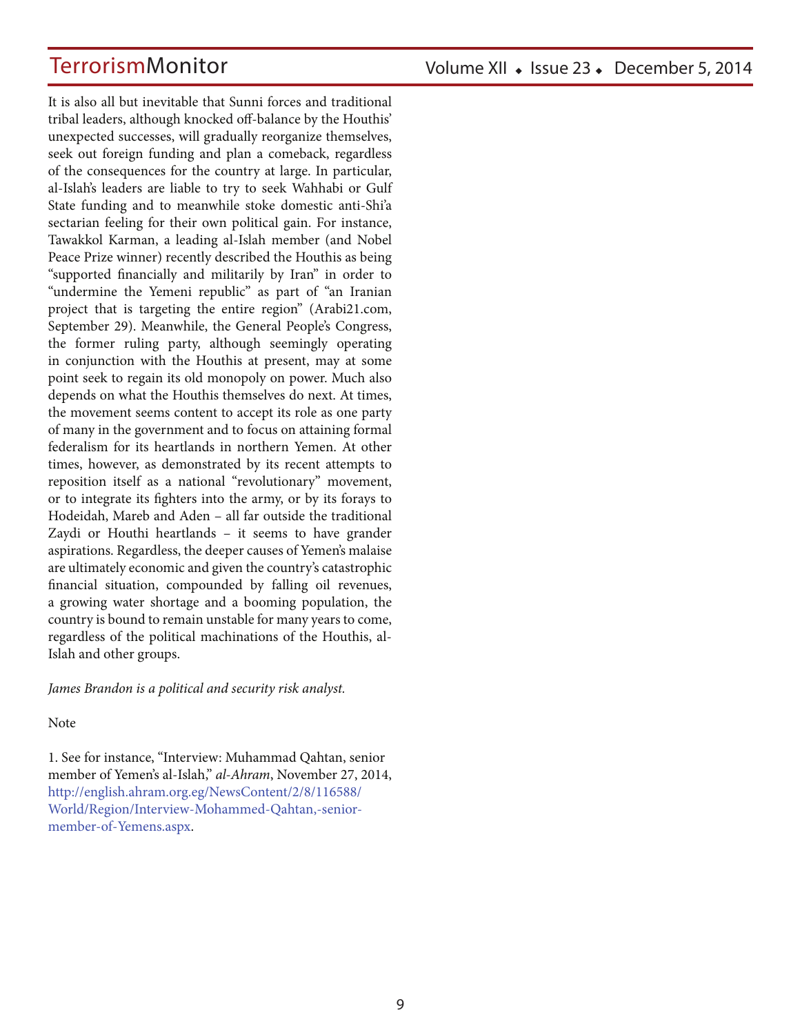It is also all but inevitable that Sunni forces and traditional tribal leaders, although knocked off-balance by the Houthis' unexpected successes, will gradually reorganize themselves, seek out foreign funding and plan a comeback, regardless of the consequences for the country at large. In particular, al-Islah's leaders are liable to try to seek Wahhabi or Gulf State funding and to meanwhile stoke domestic anti-Shi'a sectarian feeling for their own political gain. For instance, Tawakkol Karman, a leading al-Islah member (and Nobel Peace Prize winner) recently described the Houthis as being "supported financially and militarily by Iran" in order to "undermine the Yemeni republic" as part of "an Iranian project that is targeting the entire region" (Arabi21.com, September 29). Meanwhile, the General People's Congress, the former ruling party, although seemingly operating in conjunction with the Houthis at present, may at some point seek to regain its old monopoly on power. Much also depends on what the Houthis themselves do next. At times, the movement seems content to accept its role as one party of many in the government and to focus on attaining formal federalism for its heartlands in northern Yemen. At other times, however, as demonstrated by its recent attempts to reposition itself as a national "revolutionary" movement, or to integrate its fighters into the army, or by its forays to Hodeidah, Mareb and Aden – all far outside the traditional Zaydi or Houthi heartlands – it seems to have grander aspirations. Regardless, the deeper causes of Yemen's malaise are ultimately economic and given the country's catastrophic financial situation, compounded by falling oil revenues, a growing water shortage and a booming population, the country is bound to remain unstable for many years to come, regardless of the political machinations of the Houthis, al-Islah and other groups.

*James Brandon is a political and security risk analyst.*

Note

1. See for instance, "Interview: Muhammad Qahtan, senior member of Yemen's al-Islah," *al-Ahram*, November 27, 2014, http://english.ahram.org.eg/NewsContent/2/8/116588/World/Region/Interview-Mohammed-Qahtan,-senior-member-of-Yemens.aspx.